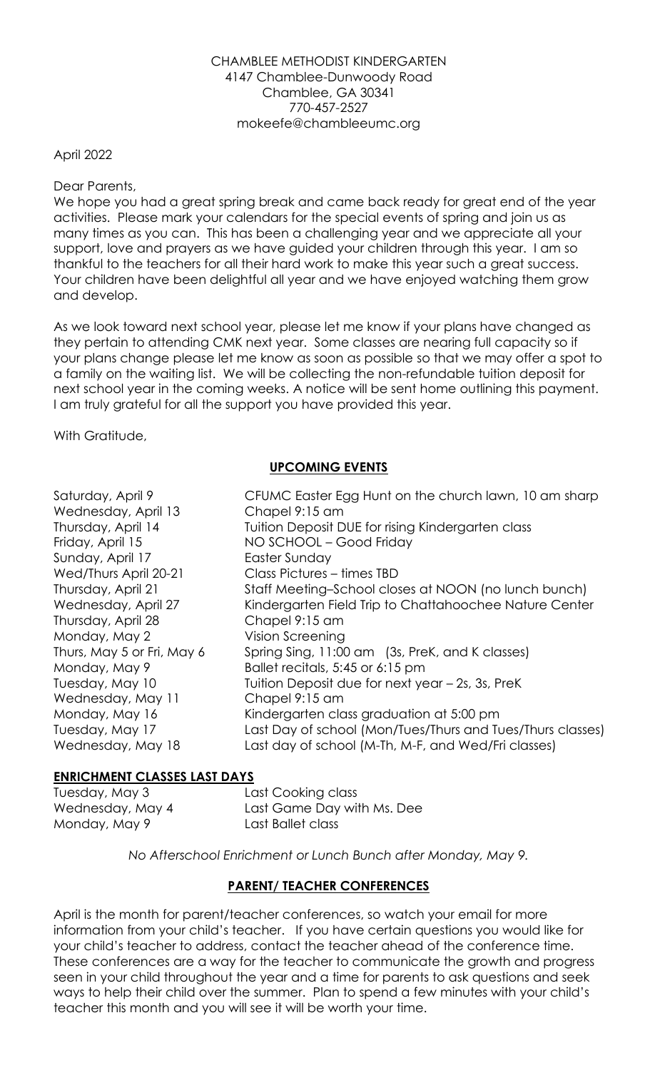CHAMBLEE METHODIST KINDERGARTEN
4147 Chamblee-Dunwoody Road
Chamblee, GA 30341
770-457-2527
mokeefe@chambleeumc.org

April 2022

Dear Parents,

We hope you had a great spring break and came back ready for great end of the year activities. Please mark your calendars for the special events of spring and join us as many times as you can. This has been a challenging year and we appreciate all your support, love and prayers as we have guided your children through this year. I am so thankful to the teachers for all their hard work to make this year such a great success. Your children have been delightful all year and we have enjoyed watching them grow and develop.

As we look toward next school year, please let me know if your plans have changed as they pertain to attending CMK next year. Some classes are nearing full capacity so if your plans change please let me know as soon as possible so that we may offer a spot to a family on the waiting list. We will be collecting the non-refundable tuition deposit for next school year in the coming weeks. A notice will be sent home outlining this payment. I am truly grateful for all the support you have provided this year.

With Gratitude,

## UPCOMING EVENTS

| | |
|---|---|
| Saturday, April 9 | CFUMC Easter Egg Hunt on the church lawn, 10 am sharp |
| Wednesday, April 13 | Chapel 9:15 am |
| Thursday, April 14 | Tuition Deposit DUE for rising Kindergarten class |
| Friday, April 15 | NO SCHOOL – Good Friday |
| Sunday, April 17 | Easter Sunday |
| Wed/Thurs April 20-21 | Class Pictures – times TBD |
| Thursday, April 21 | Staff Meeting–School closes at NOON (no lunch bunch) |
| Wednesday, April 27 | Kindergarten Field Trip to Chattahoochee Nature Center |
| Thursday, April 28 | Chapel 9:15 am |
| Monday, May 2 | Vision Screening |
| Thurs, May 5 or Fri, May 6 | Spring Sing, 11:00 am (3s, PreK, and K classes) |
| Monday, May 9 | Ballet recitals, 5:45 or 6:15 pm |
| Tuesday, May 10 | Tuition Deposit due for next year – 2s, 3s, PreK |
| Wednesday, May 11 | Chapel 9:15 am |
| Monday, May 16 | Kindergarten class graduation at 5:00 pm |
| Tuesday, May 17 | Last Day of school (Mon/Tues/Thurs and Tues/Thurs classes) |
| Wednesday, May 18 | Last day of school (M-Th, M-F, and Wed/Fri classes) |

## ENRICHMENT CLASSES LAST DAYS

| | |
|---|---|
| Tuesday, May 3 | Last Cooking class |
| Wednesday, May 4 | Last Game Day with Ms. Dee |
| Monday, May 9 | Last Ballet class |

*No Afterschool Enrichment or Lunch Bunch after Monday, May 9.*

## PARENT/ TEACHER CONFERENCES

April is the month for parent/teacher conferences, so watch your email for more information from your child's teacher. If you have certain questions you would like for your child's teacher to address, contact the teacher ahead of the conference time. These conferences are a way for the teacher to communicate the growth and progress seen in your child throughout the year and a time for parents to ask questions and seek ways to help their child over the summer. Plan to spend a few minutes with your child's teacher this month and you will see it will be worth your time.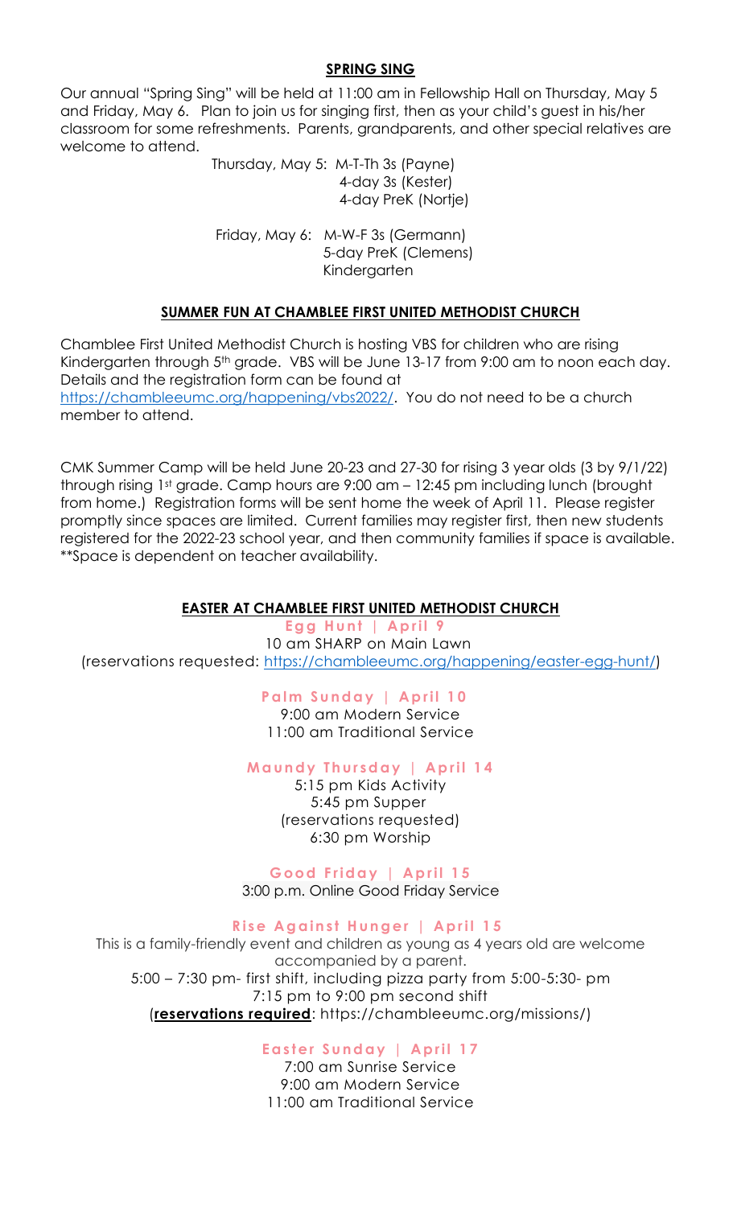## SPRING SING

Our annual "Spring Sing" will be held at 11:00 am in Fellowship Hall on Thursday, May 5 and Friday, May 6. Plan to join us for singing first, then as your child's guest in his/her classroom for some refreshments. Parents, grandparents, and other special relatives are welcome to attend.

Thursday, May 5: M-T-Th 3s (Payne)
4-day 3s (Kester)
4-day PreK (Nortje)

Friday, May 6: M-W-F 3s (Germann)
5-day PreK (Clemens)
Kindergarten

## SUMMER FUN AT CHAMBLEE FIRST UNITED METHODIST CHURCH

Chamblee First United Methodist Church is hosting VBS for children who are rising Kindergarten through 5th grade. VBS will be June 13-17 from 9:00 am to noon each day. Details and the registration form can be found at https://chambleeumc.org/happening/vbs2022/. You do not need to be a church member to attend.

CMK Summer Camp will be held June 20-23 and 27-30 for rising 3 year olds (3 by 9/1/22) through rising 1st grade. Camp hours are 9:00 am – 12:45 pm including lunch (brought from home.) Registration forms will be sent home the week of April 11. Please register promptly since spaces are limited. Current families may register first, then new students registered for the 2022-23 school year, and then community families if space is available. **Space is dependent on teacher availability.

## EASTER AT CHAMBLEE FIRST UNITED METHODIST CHURCH

**Egg Hunt | April 9**
10 am SHARP on Main Lawn
(reservations requested: https://chambleeumc.org/happening/easter-egg-hunt/)

**Palm Sunday | April 10**
9:00 am Modern Service
11:00 am Traditional Service

**Maundy Thursday | April 14**
5:15 pm Kids Activity
5:45 pm Supper
(reservations requested)
6:30 pm Worship

**Good Friday | April 15**
3:00 p.m. Online Good Friday Service

**Rise Against Hunger | April 15**
This is a family-friendly event and children as young as 4 years old are welcome accompanied by a parent.
5:00 – 7:30 pm- first shift, including pizza party from 5:00-5:30- pm
7:15 pm to 9:00 pm second shift
(**reservations required**: https://chambleeumc.org/missions/)

**Easter Sunday | April 17**
7:00 am Sunrise Service
9:00 am Modern Service
11:00 am Traditional Service